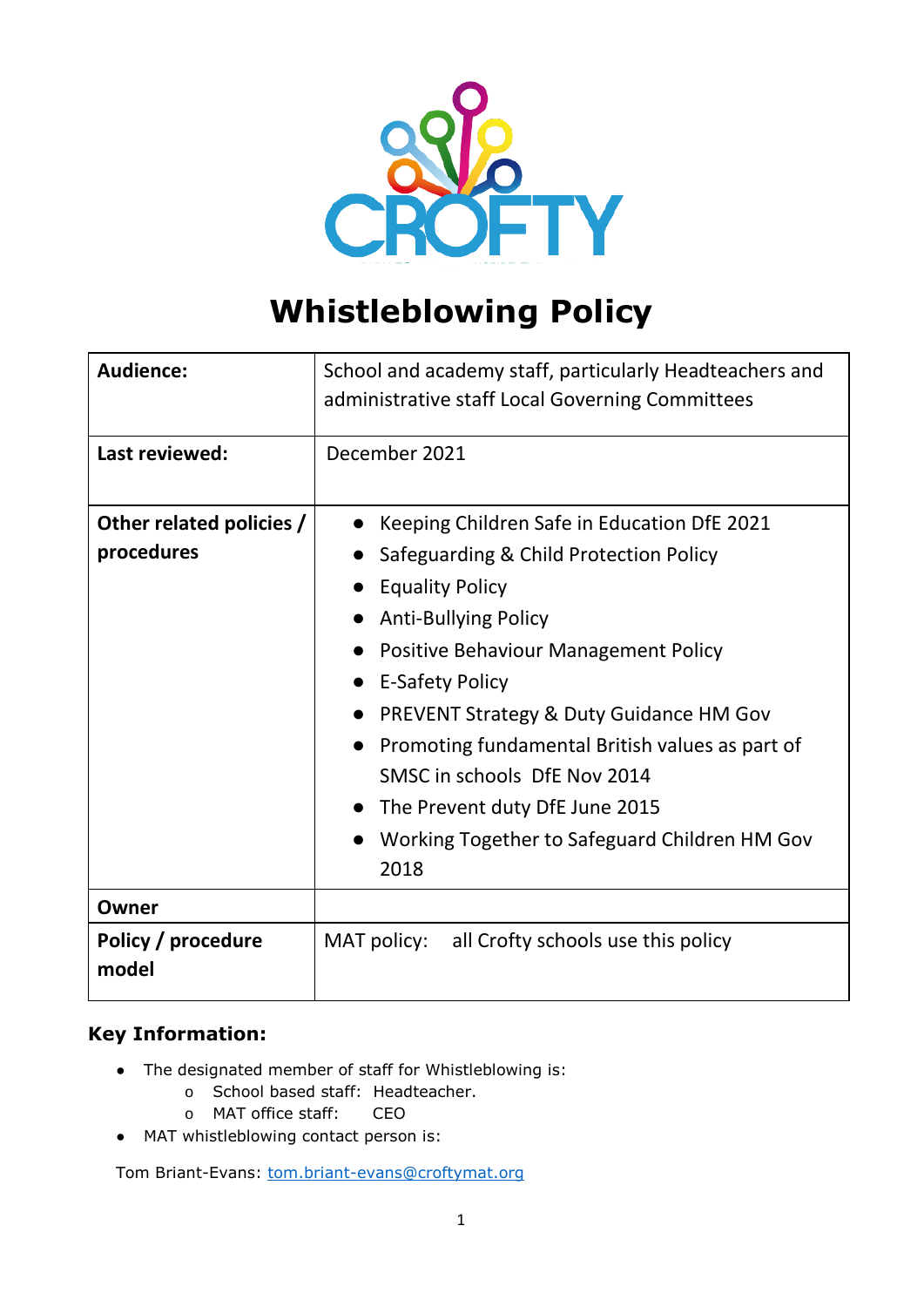CROFTY

# Whistleblowing Policy

| Audience: | School and academy staff, particularly Headteachers and administrative staff Local Governing Committees |
|---|---|
| Last reviewed: | December 2021 |
| Other related policies / procedures | • Keeping Children Safe in Education DfE 2021<br>• Safeguarding & Child Protection Policy<br>• Equality Policy<br>• Anti-Bullying Policy<br>• Positive Behaviour Management Policy<br>• E-Safety Policy<br>• PREVENT Strategy & Duty Guidance HM Gov<br>• Promoting fundamental British values as part of SMSC in schools DfE Nov 2014<br>• The Prevent duty DfE June 2015<br>• Working Together to Safeguard Children HM Gov 2018 |
| Owner | |
| Policy / procedure model | MAT policy: all Crofty schools use this policy |

## Key Information:

- The designated member of staff for Whistleblowing is:
  - School based staff: Headteacher.
  - MAT office staff: CEO
- MAT whistleblowing contact person is:

Tom Briant-Evans: tom.briant-evans@croftymat.org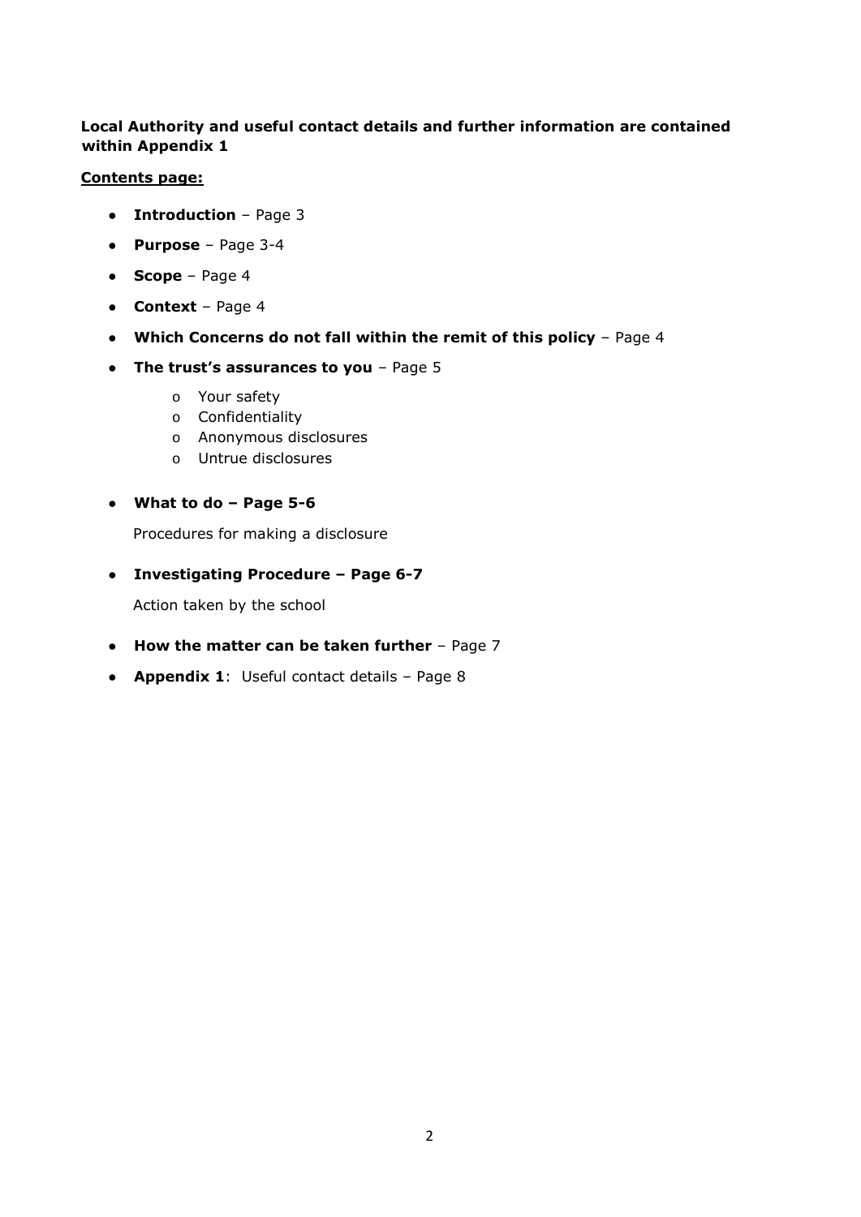**Local Authority and useful contact details and further information are contained within Appendix 1**

**Contents page:**

- **Introduction** – Page 3
- **Purpose** – Page 3-4
- **Scope** – Page 4
- **Context** – Page 4
- **Which Concerns do not fall within the remit of this policy** – Page 4
- **The trust's assurances to you** – Page 5
  - Your safety
  - Confidentiality
  - Anonymous disclosures
  - Untrue disclosures
- **What to do – Page 5-6**

  Procedures for making a disclosure

- **Investigating Procedure – Page 6-7**

  Action taken by the school

- **How the matter can be taken further** – Page 7
- **Appendix 1**: Useful contact details – Page 8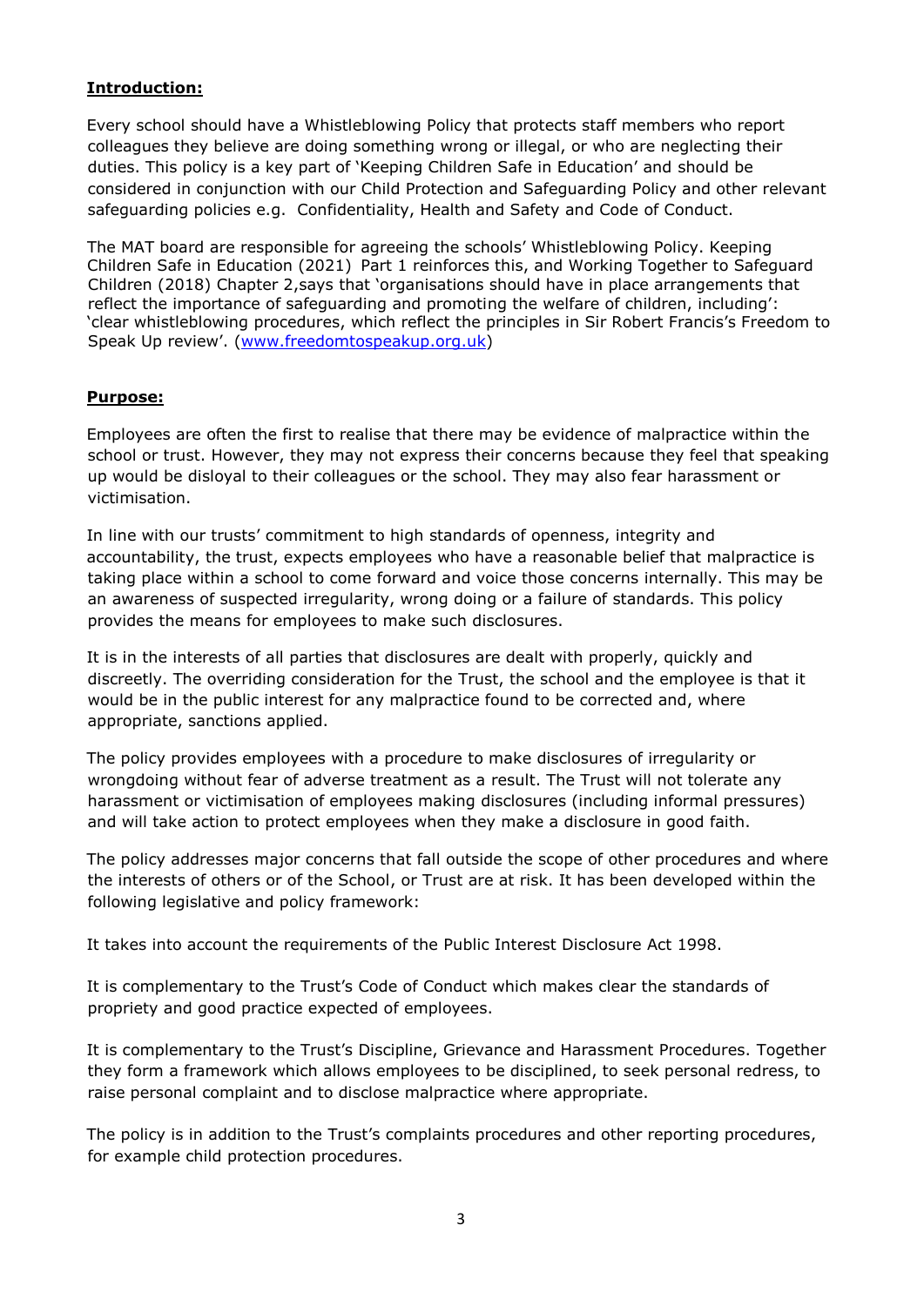**Introduction:**

Every school should have a Whistleblowing Policy that protects staff members who report colleagues they believe are doing something wrong or illegal, or who are neglecting their duties. This policy is a key part of 'Keeping Children Safe in Education' and should be considered in conjunction with our Child Protection and Safeguarding Policy and other relevant safeguarding policies e.g. Confidentiality, Health and Safety and Code of Conduct.

The MAT board are responsible for agreeing the schools' Whistleblowing Policy. Keeping Children Safe in Education (2021) Part 1 reinforces this, and Working Together to Safeguard Children (2018) Chapter 2,says that 'organisations should have in place arrangements that reflect the importance of safeguarding and promoting the welfare of children, including': 'clear whistleblowing procedures, which reflect the principles in Sir Robert Francis's Freedom to Speak Up review'. ([www.freedomtospeakup.org.uk](www.freedomtospeakup.org.uk))

**Purpose:**

Employees are often the first to realise that there may be evidence of malpractice within the school or trust. However, they may not express their concerns because they feel that speaking up would be disloyal to their colleagues or the school. They may also fear harassment or victimisation.

In line with our trusts' commitment to high standards of openness, integrity and accountability, the trust, expects employees who have a reasonable belief that malpractice is taking place within a school to come forward and voice those concerns internally. This may be an awareness of suspected irregularity, wrong doing or a failure of standards. This policy provides the means for employees to make such disclosures.

It is in the interests of all parties that disclosures are dealt with properly, quickly and discreetly. The overriding consideration for the Trust, the school and the employee is that it would be in the public interest for any malpractice found to be corrected and, where appropriate, sanctions applied.

The policy provides employees with a procedure to make disclosures of irregularity or wrongdoing without fear of adverse treatment as a result. The Trust will not tolerate any harassment or victimisation of employees making disclosures (including informal pressures) and will take action to protect employees when they make a disclosure in good faith.

The policy addresses major concerns that fall outside the scope of other procedures and where the interests of others or of the School, or Trust are at risk. It has been developed within the following legislative and policy framework:

It takes into account the requirements of the Public Interest Disclosure Act 1998.

It is complementary to the Trust's Code of Conduct which makes clear the standards of propriety and good practice expected of employees.

It is complementary to the Trust's Discipline, Grievance and Harassment Procedures. Together they form a framework which allows employees to be disciplined, to seek personal redress, to raise personal complaint and to disclose malpractice where appropriate.

The policy is in addition to the Trust's complaints procedures and other reporting procedures, for example child protection procedures.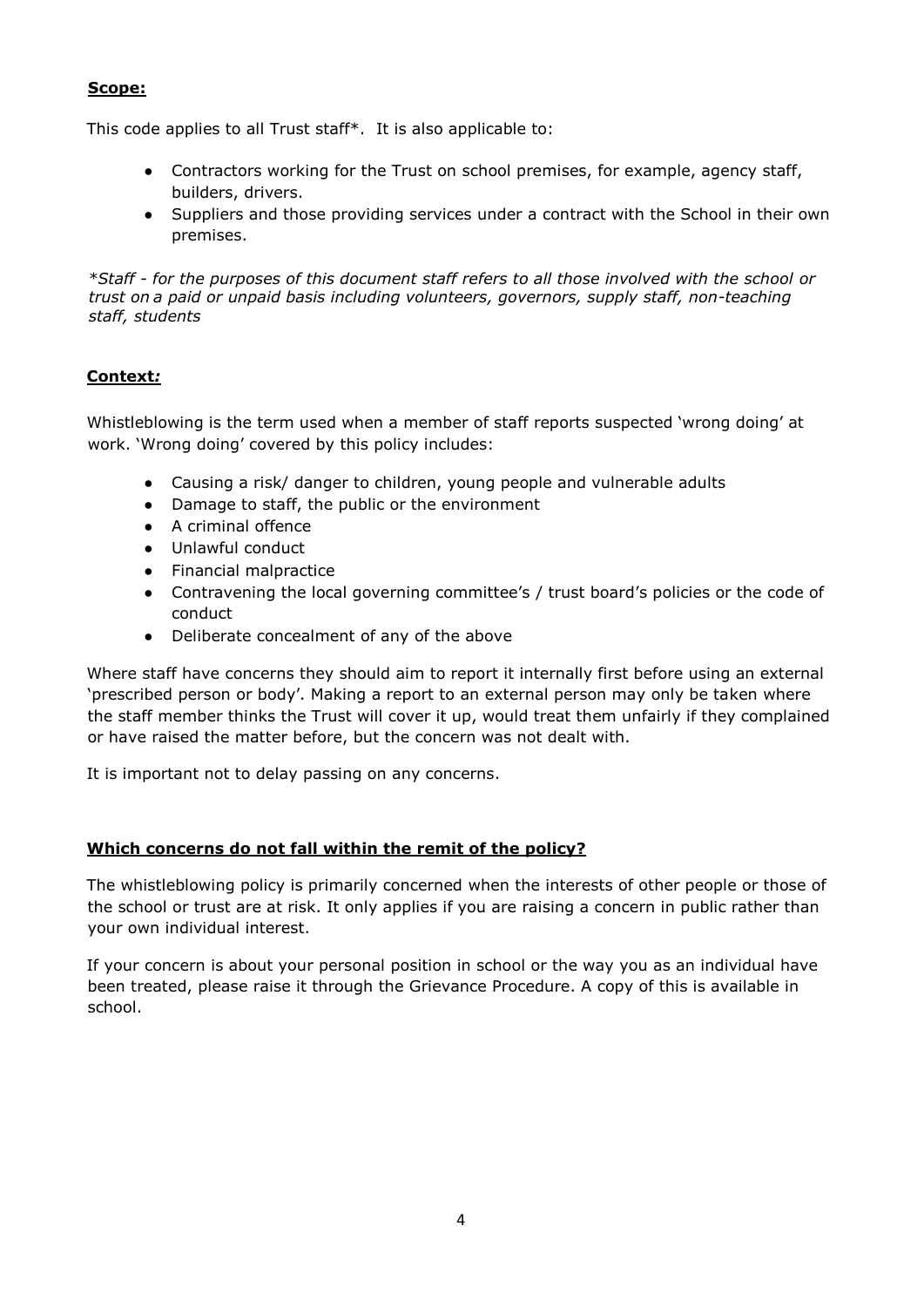**Scope:**

This code applies to all Trust staff*. It is also applicable to:

- Contractors working for the Trust on school premises, for example, agency staff, builders, drivers.
- Suppliers and those providing services under a contract with the School in their own premises.

**Staff - for the purposes of this document staff refers to all those involved with the school or trust on a paid or unpaid basis including volunteers, governors, supply staff, non-teaching staff, students*

**Context*:***

Whistleblowing is the term used when a member of staff reports suspected 'wrong doing' at work. 'Wrong doing' covered by this policy includes:

- Causing a risk/ danger to children, young people and vulnerable adults
- Damage to staff, the public or the environment
- A criminal offence
- Unlawful conduct
- Financial malpractice
- Contravening the local governing committee's / trust board's policies or the code of conduct
- Deliberate concealment of any of the above

Where staff have concerns they should aim to report it internally first before using an external 'prescribed person or body'. Making a report to an external person may only be taken where the staff member thinks the Trust will cover it up, would treat them unfairly if they complained or have raised the matter before, but the concern was not dealt with.

It is important not to delay passing on any concerns.

**Which concerns do not fall within the remit of the policy?**

The whistleblowing policy is primarily concerned when the interests of other people or those of the school or trust are at risk. It only applies if you are raising a concern in public rather than your own individual interest.

If your concern is about your personal position in school or the way you as an individual have been treated, please raise it through the Grievance Procedure. A copy of this is available in school.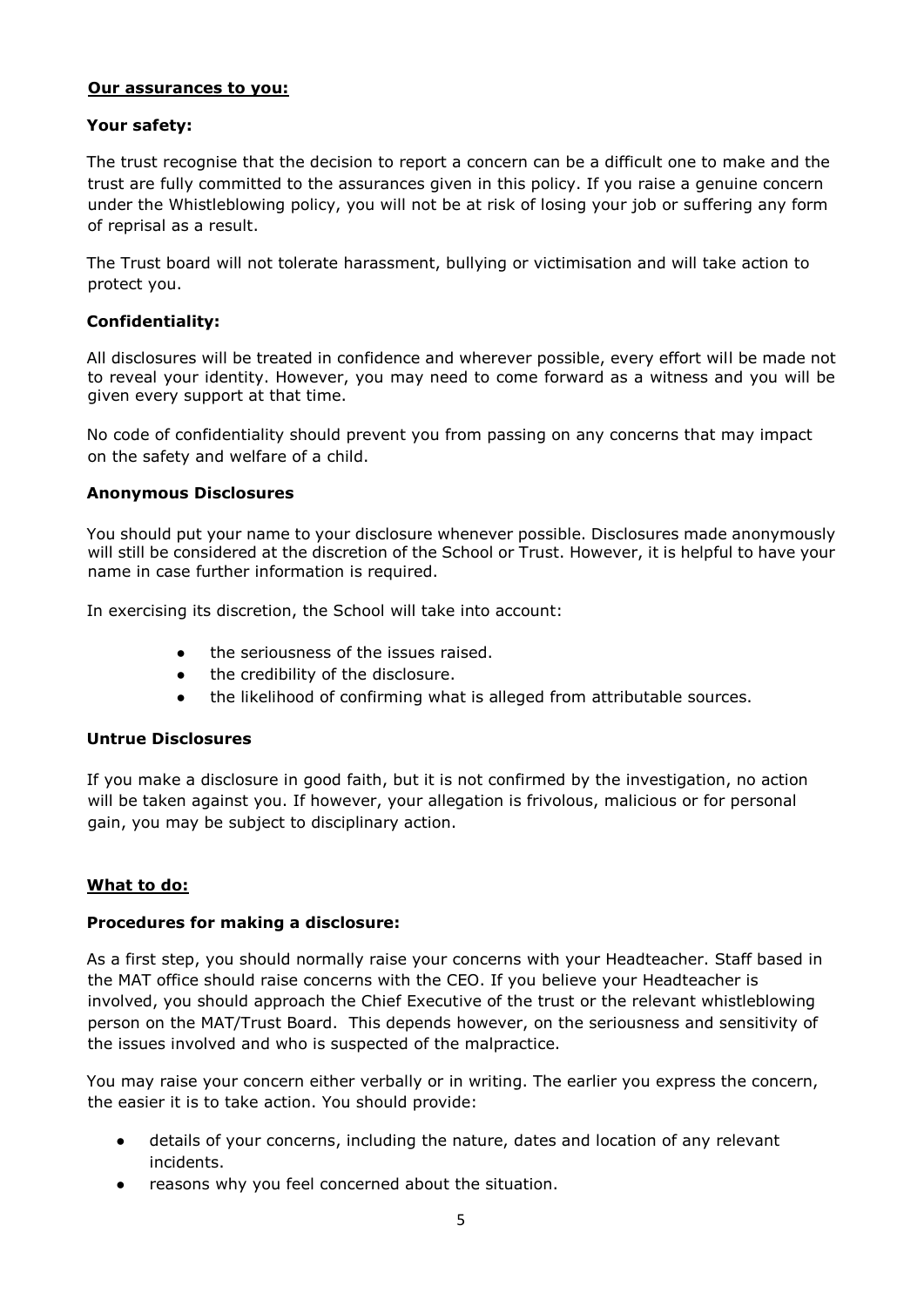**Our assurances to you:**

**Your safety:**

The trust recognise that the decision to report a concern can be a difficult one to make and the trust are fully committed to the assurances given in this policy. If you raise a genuine concern under the Whistleblowing policy, you will not be at risk of losing your job or suffering any form of reprisal as a result.

The Trust board will not tolerate harassment, bullying or victimisation and will take action to protect you.

**Confidentiality:**

All disclosures will be treated in confidence and wherever possible, every effort will be made not to reveal your identity. However, you may need to come forward as a witness and you will be given every support at that time.

No code of confidentiality should prevent you from passing on any concerns that may impact on the safety and welfare of a child.

**Anonymous Disclosures**

You should put your name to your disclosure whenever possible. Disclosures made anonymously will still be considered at the discretion of the School or Trust. However, it is helpful to have your name in case further information is required.

In exercising its discretion, the School will take into account:

- the seriousness of the issues raised.
- the credibility of the disclosure.
- the likelihood of confirming what is alleged from attributable sources.

**Untrue Disclosures**

If you make a disclosure in good faith, but it is not confirmed by the investigation, no action will be taken against you. If however, your allegation is frivolous, malicious or for personal gain, you may be subject to disciplinary action.

**What to do:**

**Procedures for making a disclosure:**

As a first step, you should normally raise your concerns with your Headteacher. Staff based in the MAT office should raise concerns with the CEO. If you believe your Headteacher is involved, you should approach the Chief Executive of the trust or the relevant whistleblowing person on the MAT/Trust Board. This depends however, on the seriousness and sensitivity of the issues involved and who is suspected of the malpractice.

You may raise your concern either verbally or in writing. The earlier you express the concern, the easier it is to take action. You should provide:

- details of your concerns, including the nature, dates and location of any relevant incidents.
- reasons why you feel concerned about the situation.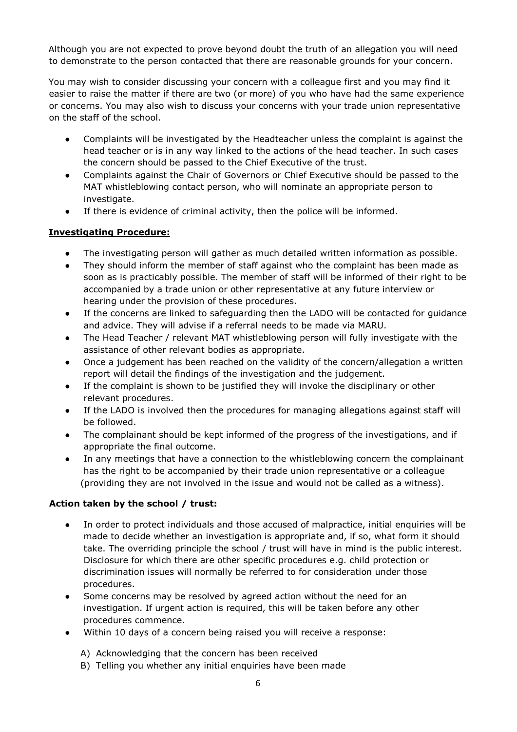Although you are not expected to prove beyond doubt the truth of an allegation you will need to demonstrate to the person contacted that there are reasonable grounds for your concern.

You may wish to consider discussing your concern with a colleague first and you may find it easier to raise the matter if there are two (or more) of you who have had the same experience or concerns. You may also wish to discuss your concerns with your trade union representative on the staff of the school.

- Complaints will be investigated by the Headteacher unless the complaint is against the head teacher or is in any way linked to the actions of the head teacher. In such cases the concern should be passed to the Chief Executive of the trust.
- Complaints against the Chair of Governors or Chief Executive should be passed to the MAT whistleblowing contact person, who will nominate an appropriate person to investigate.
- If there is evidence of criminal activity, then the police will be informed.

**Investigating Procedure:**

- The investigating person will gather as much detailed written information as possible.
- They should inform the member of staff against who the complaint has been made as soon as is practicably possible. The member of staff will be informed of their right to be accompanied by a trade union or other representative at any future interview or hearing under the provision of these procedures.
- If the concerns are linked to safeguarding then the LADO will be contacted for guidance and advice. They will advise if a referral needs to be made via MARU.
- The Head Teacher / relevant MAT whistleblowing person will fully investigate with the assistance of other relevant bodies as appropriate.
- Once a judgement has been reached on the validity of the concern/allegation a written report will detail the findings of the investigation and the judgement.
- If the complaint is shown to be justified they will invoke the disciplinary or other relevant procedures.
- If the LADO is involved then the procedures for managing allegations against staff will be followed.
- The complainant should be kept informed of the progress of the investigations, and if appropriate the final outcome.
- In any meetings that have a connection to the whistleblowing concern the complainant has the right to be accompanied by their trade union representative or a colleague (providing they are not involved in the issue and would not be called as a witness).

**Action taken by the school / trust:**

- In order to protect individuals and those accused of malpractice, initial enquiries will be made to decide whether an investigation is appropriate and, if so, what form it should take. The overriding principle the school / trust will have in mind is the public interest. Disclosure for which there are other specific procedures e.g. child protection or discrimination issues will normally be referred to for consideration under those procedures.
- Some concerns may be resolved by agreed action without the need for an investigation. If urgent action is required, this will be taken before any other procedures commence.
- Within 10 days of a concern being raised you will receive a response:

  A) Acknowledging that the concern has been received
  B) Telling you whether any initial enquiries have been made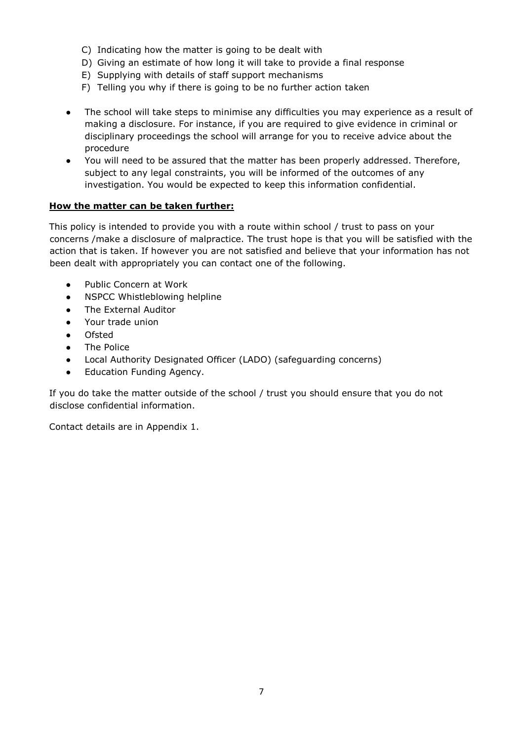C) Indicating how the matter is going to be dealt with
D) Giving an estimate of how long it will take to provide a final response
E) Supplying with details of staff support mechanisms
F) Telling you why if there is going to be no further action taken

- The school will take steps to minimise any difficulties you may experience as a result of making a disclosure. For instance, if you are required to give evidence in criminal or disciplinary proceedings the school will arrange for you to receive advice about the procedure
- You will need to be assured that the matter has been properly addressed. Therefore, subject to any legal constraints, you will be informed of the outcomes of any investigation. You would be expected to keep this information confidential.

**How the matter can be taken further:**

This policy is intended to provide you with a route within school / trust to pass on your concerns /make a disclosure of malpractice. The trust hope is that you will be satisfied with the action that is taken. If however you are not satisfied and believe that your information has not been dealt with appropriately you can contact one of the following.

- Public Concern at Work
- NSPCC Whistleblowing helpline
- The External Auditor
- Your trade union
- Ofsted
- The Police
- Local Authority Designated Officer (LADO) (safeguarding concerns)
- Education Funding Agency.

If you do take the matter outside of the school / trust you should ensure that you do not disclose confidential information.

Contact details are in Appendix 1.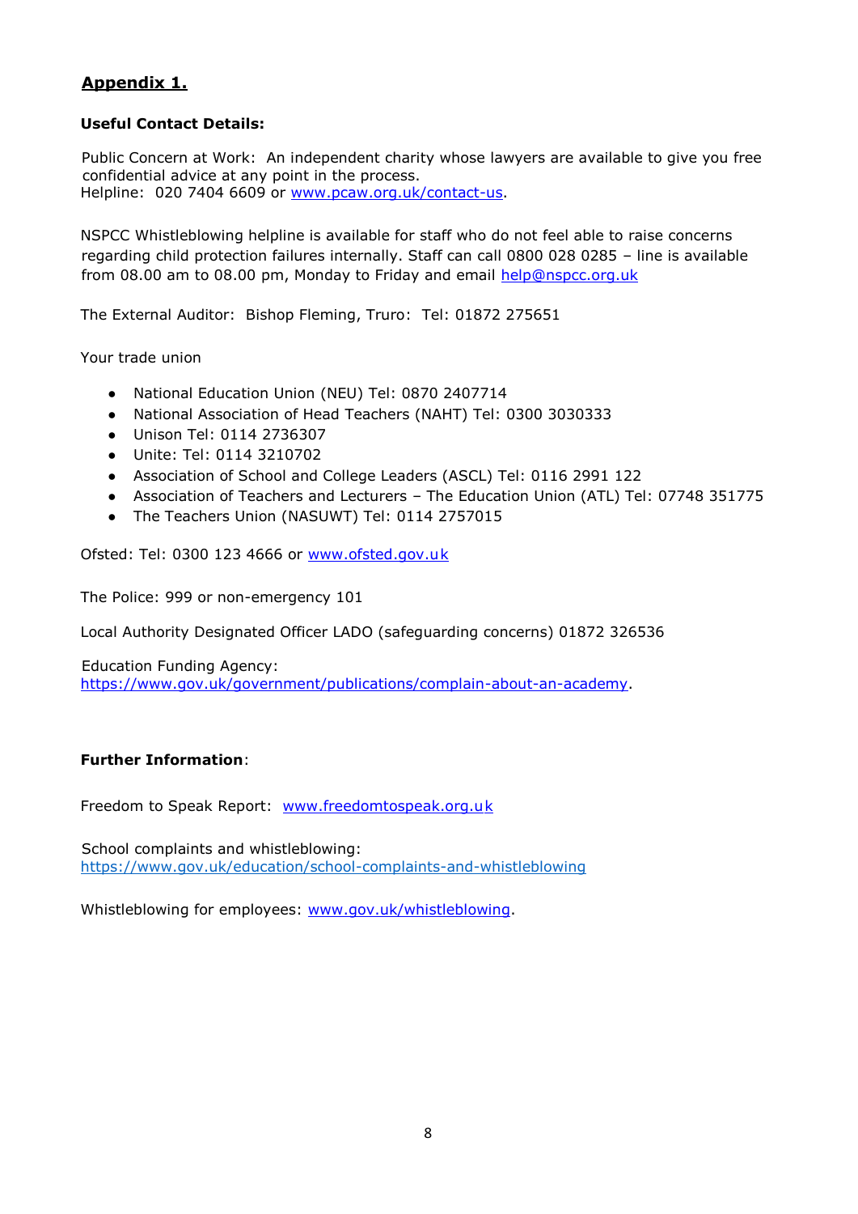## Appendix 1.

**Useful Contact Details:**

Public Concern at Work: An independent charity whose lawyers are available to give you free confidential advice at any point in the process.
Helpline: 020 7404 6609 or www.pcaw.org.uk/contact-us.

NSPCC Whistleblowing helpline is available for staff who do not feel able to raise concerns regarding child protection failures internally. Staff can call 0800 028 0285 – line is available from 08.00 am to 08.00 pm, Monday to Friday and email help@nspcc.org.uk

The External Auditor: Bishop Fleming, Truro: Tel: 01872 275651

Your trade union

- National Education Union (NEU) Tel: 0870 2407714
- National Association of Head Teachers (NAHT) Tel: 0300 3030333
- Unison Tel: 0114 2736307
- Unite: Tel: 0114 3210702
- Association of School and College Leaders (ASCL) Tel: 0116 2991 122
- Association of Teachers and Lecturers – The Education Union (ATL) Tel: 07748 351775
- The Teachers Union (NASUWT) Tel: 0114 2757015

Ofsted: Tel: 0300 123 4666 or www.ofsted.gov.uk

The Police: 999 or non-emergency 101

Local Authority Designated Officer LADO (safeguarding concerns) 01872 326536

Education Funding Agency:
https://www.gov.uk/government/publications/complain-about-an-academy.

**Further Information**:

Freedom to Speak Report: www.freedomtospeak.org.uk

School complaints and whistleblowing:
https://www.gov.uk/education/school-complaints-and-whistleblowing

Whistleblowing for employees: www.gov.uk/whistleblowing.